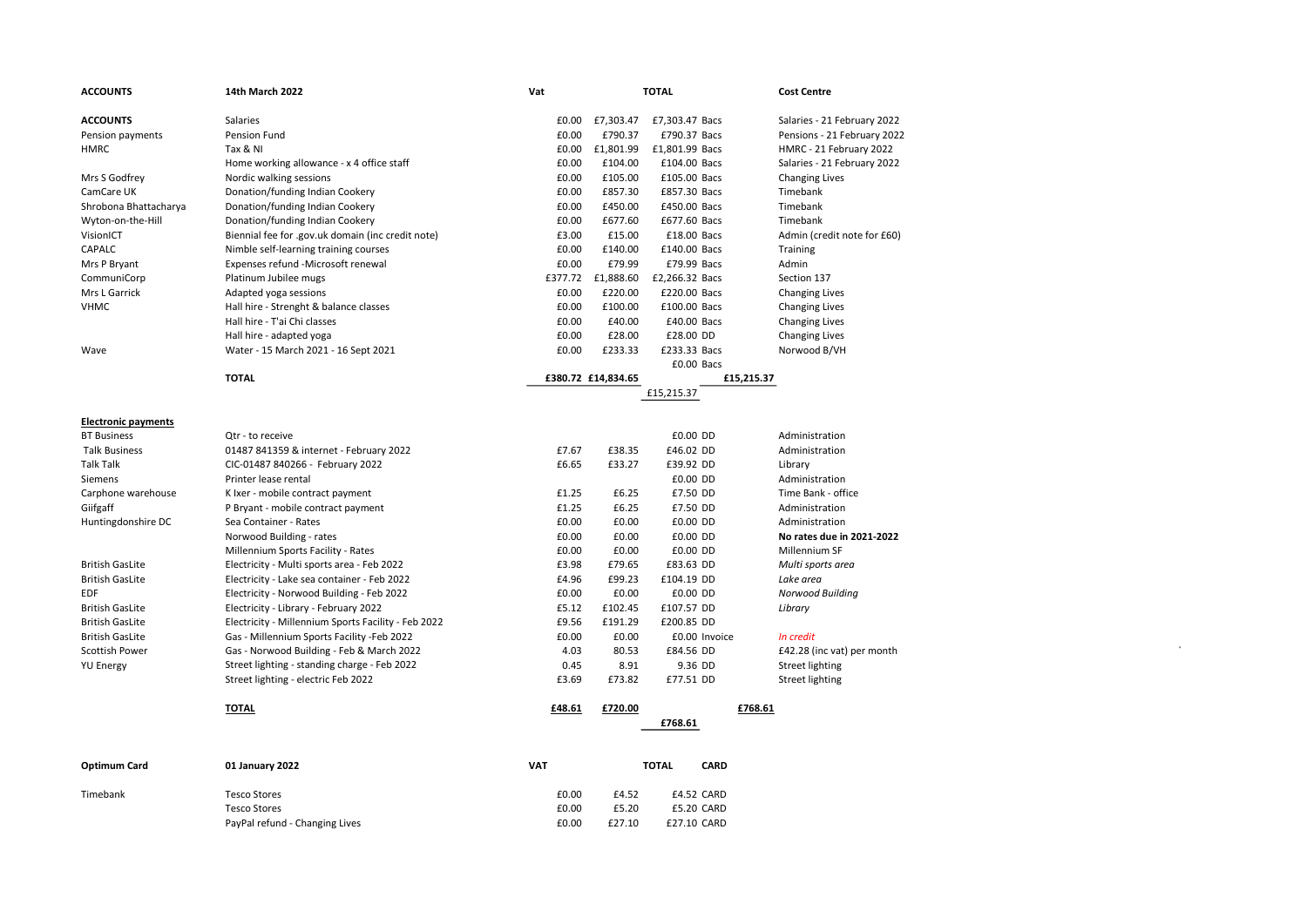| ACCOUNTS | 14th March 2022 | Vat | | TOTAL | | Cost Centre |
|---|---|---|---|---|---|---|
| **ACCOUNTS** | Salaries | £0.00 | £7,303.47 | £7,303.47 | Bacs | Salaries - 21 February 2022 |
| Pension payments | Pension Fund | £0.00 | £790.37 | £790.37 | Bacs | Pensions - 21 February 2022 |
| HMRC | Tax & NI | £0.00 | £1,801.99 | £1,801.99 | Bacs | HMRC - 21 February 2022 |
| | Home working allowance - x 4 office staff | £0.00 | £104.00 | £104.00 | Bacs | Salaries - 21 February 2022 |
| Mrs S Godfrey | Nordic walking sessions | £0.00 | £105.00 | £105.00 | Bacs | Changing Lives |
| CamCare UK | Donation/funding Indian Cookery | £0.00 | £857.30 | £857.30 | Bacs | Timebank |
| Shrobona Bhattacharya | Donation/funding Indian Cookery | £0.00 | £450.00 | £450.00 | Bacs | Timebank |
| Wyton-on-the-Hill | Donation/funding Indian Cookery | £0.00 | £677.60 | £677.60 | Bacs | Timebank |
| VisionICT | Biennial fee for .gov.uk domain (inc credit note) | £3.00 | £15.00 | £18.00 | Bacs | Admin (credit note for £60) |
| CAPALC | Nimble self-learning training courses | £0.00 | £140.00 | £140.00 | Bacs | Training |
| Mrs P Bryant | Expenses refund -Microsoft renewal | £0.00 | £79.99 | £79.99 | Bacs | Admin |
| CommuniCorp | Platinum Jubilee mugs | £377.72 | £1,888.60 | £2,266.32 | Bacs | Section 137 |
| Mrs L Garrick | Adapted yoga sessions | £0.00 | £220.00 | £220.00 | Bacs | Changing Lives |
| VHMC | Hall hire - Strenght & balance classes | £0.00 | £100.00 | £100.00 | Bacs | Changing Lives |
| | Hall hire - T'ai Chi classes | £0.00 | £40.00 | £40.00 | Bacs | Changing Lives |
| | Hall hire - adapted yoga | £0.00 | £28.00 | £28.00 | DD | Changing Lives |
| Wave | Water - 15 March 2021 - 16 Sept 2021 | £0.00 | £233.33 | £233.33 | Bacs | Norwood B/VH |
| | | | | £0.00 | Bacs | |
| | **TOTAL** | £380.72 | £14,834.65 | | £15,215.37 | |
| | | | | £15,215.37 | | |

| **Electronic payments** | | | | | | |
|---|---|---|---|---|---|---|
| BT Business | Qtr - to receive | | | £0.00 | DD | Administration |
| Talk Business | 01487 841359 & internet - February 2022 | £7.67 | £38.35 | £46.02 | DD | Administration |
| Talk Talk | CIC-01487 840266 - February 2022 | £6.65 | £33.27 | £39.92 | DD | Library |
| Siemens | Printer lease rental | | | £0.00 | DD | Administration |
| Carphone warehouse | K Ixer - mobile contract payment | £1.25 | £6.25 | £7.50 | DD | Time Bank - office |
| Giifgaff | P Bryant - mobile contract payment | £1.25 | £6.25 | £7.50 | DD | Administration |
| Huntingdonshire DC | Sea Container - Rates | £0.00 | £0.00 | £0.00 | DD | Administration |
| | Norwood Building - rates | £0.00 | £0.00 | £0.00 | DD | **No rates due in 2021-2022** |
| | Millennium Sports Facility - Rates | £0.00 | £0.00 | £0.00 | DD | Millennium SF |
| British GasLite | Electricity - Multi sports area - Feb 2022 | £3.98 | £79.65 | £83.63 | DD | *Multi sports area* |
| British GasLite | Electricity - Lake sea container - Feb 2022 | £4.96 | £99.23 | £104.19 | DD | *Lake area* |
| EDF | Electricity - Norwood Building - Feb 2022 | £0.00 | £0.00 | £0.00 | DD | *Norwood Building* |
| British GasLite | Electricity - Library - February 2022 | £5.12 | £102.45 | £107.57 | DD | *Library* |
| British GasLite | Electricity - Millennium Sports Facility - Feb 2022 | £9.56 | £191.29 | £200.85 | DD | |
| British GasLite | Gas - Millennium Sports Facility -Feb 2022 | £0.00 | £0.00 | £0.00 | Invoice | *In credit* |
| Scottish Power | Gas - Norwood Building - Feb & March 2022 | 4.03 | 80.53 | £84.56 | DD | £42.28 (inc vat) per month |
| YU Energy | Street lighting - standing charge - Feb 2022 | 0.45 | 8.91 | 9.36 | DD | Street lighting |
| | Street lighting - electric Feb 2022 | £3.69 | £73.82 | £77.51 | DD | Street lighting |
| | **TOTAL** | **£48.61** | **£720.00** | | **£768.61** | |
| | | | | **£768.61** | | |

| **Optimum Card** | **01 January 2022** | **VAT** | | **TOTAL** | **CARD** |
|---|---|---|---|---|---|
| Timebank | Tesco Stores | £0.00 | £4.52 | £4.52 | CARD |
| | Tesco Stores | £0.00 | £5.20 | £5.20 | CARD |
| | PayPal refund - Changing Lives | £0.00 | £27.10 | £27.10 | CARD |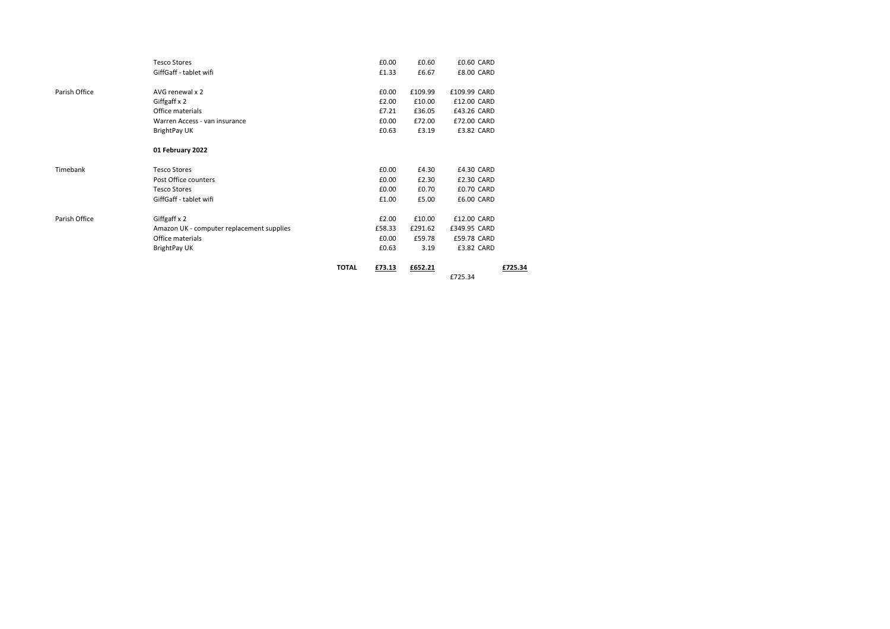| | | | | | | | |
|---|---|---|---|---|---|---|---|
| | Tesco Stores | | £0.00 | £0.60 | £0.60 | CARD | |
| | GiffGaff - tablet wifi | | £1.33 | £6.67 | £8.00 | CARD | |
| Parish Office | AVG renewal x 2 | | £0.00 | £109.99 | £109.99 | CARD | |
| | Giffgaff x 2 | | £2.00 | £10.00 | £12.00 | CARD | |
| | Office materials | | £7.21 | £36.05 | £43.26 | CARD | |
| | Warren Access - van insurance | | £0.00 | £72.00 | £72.00 | CARD | |
| | BrightPay UK | | £0.63 | £3.19 | £3.82 | CARD | |
| | **01 February 2022** | | | | | | |
| Timebank | Tesco Stores | | £0.00 | £4.30 | £4.30 | CARD | |
| | Post Office counters | | £0.00 | £2.30 | £2.30 | CARD | |
| | Tesco Stores | | £0.00 | £0.70 | £0.70 | CARD | |
| | GiffGaff - tablet wifi | | £1.00 | £5.00 | £6.00 | CARD | |
| Parish Office | Giffgaff x 2 | | £2.00 | £10.00 | £12.00 | CARD | |
| | Amazon UK - computer replacement supplies | | £58.33 | £291.62 | £349.95 | CARD | |
| | Office materials | | £0.00 | £59.78 | £59.78 | CARD | |
| | BrightPay UK | | £0.63 | 3.19 | £3.82 | CARD | |
| | | **TOTAL** | **£73.13** | **£652.21** | | | **£725.34** |
| | | | | | £725.34 | | |